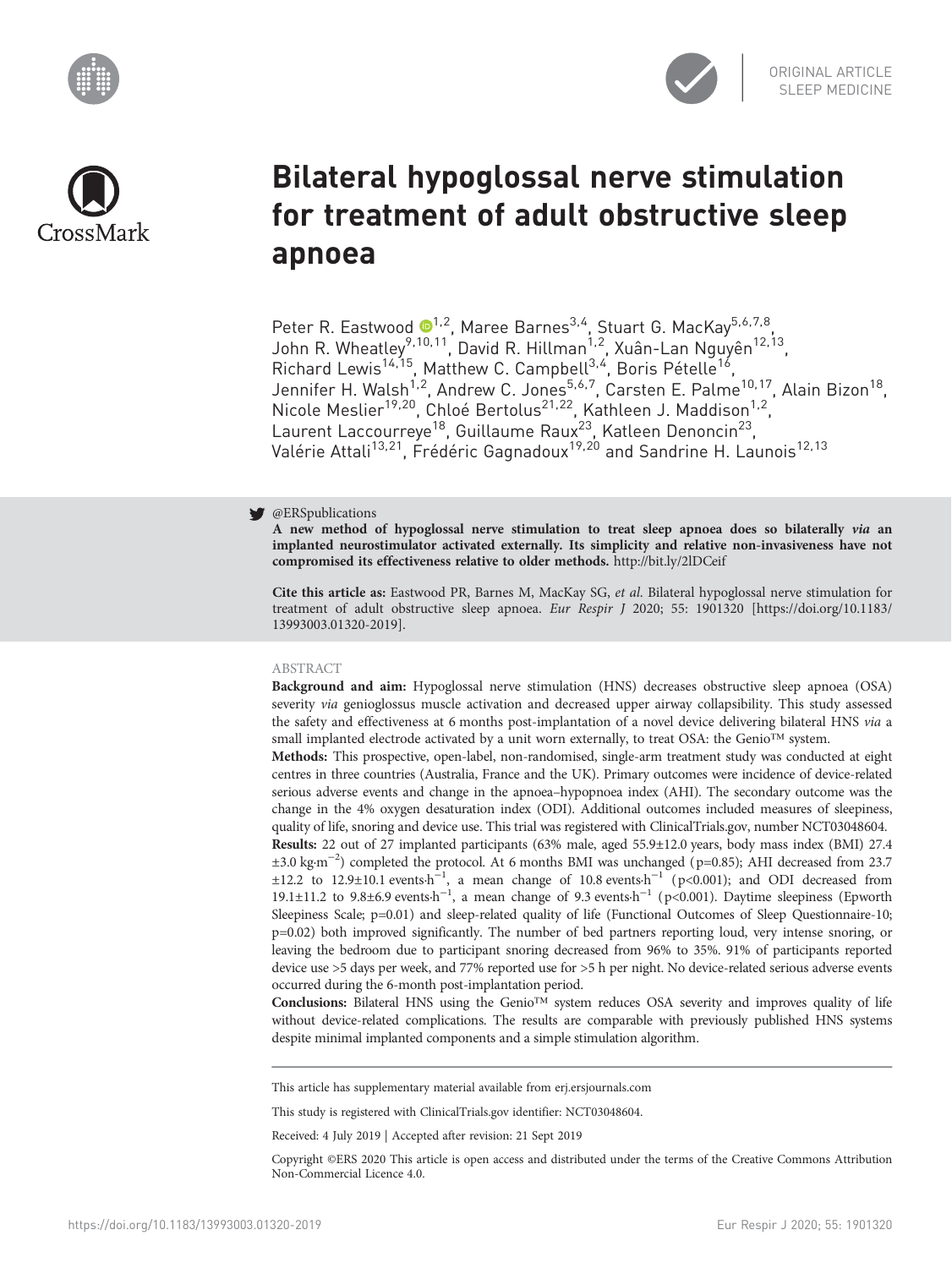ORIGINAL ARTICLE
SLEEP MEDICINE

# Bilateral hypoglossal nerve stimulation for treatment of adult obstructive sleep apnoea

Peter R. Eastwood[1,2], Maree Barnes[3,4], Stuart G. MacKay[5,6,7,8], John R. Wheatley[9,10,11], David R. Hillman[1,2], Xuân-Lan Nguyên[12,13], Richard Lewis[14,15], Matthew C. Campbell[3,4], Boris Pételle[16], Jennifer H. Walsh[1,2], Andrew C. Jones[5,6,7], Carsten E. Palme[10,17], Alain Bizon[18], Nicole Meslier[19,20], Chloé Bertolus[21,22], Kathleen J. Maddison[1,2], Laurent Laccourreye[18], Guillaume Raux[23], Katleen Denoncin[23], Valérie Attali[13,21], Frédéric Gagnadoux[19,20] and Sandrine H. Launois[12,13]

@ERSpublications

**A new method of hypoglossal nerve stimulation to treat sleep apnoea does so bilaterally *via* an implanted neurostimulator activated externally. Its simplicity and relative non-invasiveness have not compromised its effectiveness relative to older methods.** http://bit.ly/2lDCeif

**Cite this article as:** Eastwood PR, Barnes M, MacKay SG, *et al.* Bilateral hypoglossal nerve stimulation for treatment of adult obstructive sleep apnoea. *Eur Respir J* 2020; 55: 1901320 [https://doi.org/10.1183/13993003.01320-2019].

## ABSTRACT

**Background and aim:** Hypoglossal nerve stimulation (HNS) decreases obstructive sleep apnoea (OSA) severity *via* genioglossus muscle activation and decreased upper airway collapsibility. This study assessed the safety and effectiveness at 6 months post-implantation of a novel device delivering bilateral HNS *via* a small implanted electrode activated by a unit worn externally, to treat OSA: the Genio™ system.

**Methods:** This prospective, open-label, non-randomised, single-arm treatment study was conducted at eight centres in three countries (Australia, France and the UK). Primary outcomes were incidence of device-related serious adverse events and change in the apnoea–hypopnoea index (AHI). The secondary outcome was the change in the 4% oxygen desaturation index (ODI). Additional outcomes included measures of sleepiness, quality of life, snoring and device use. This trial was registered with ClinicalTrials.gov, number NCT03048604.

**Results:** 22 out of 27 implanted participants (63% male, aged 55.9±12.0 years, body mass index (BMI) 27.4 ±3.0 kg·m$^{-2}$) completed the protocol. At 6 months BMI was unchanged (p=0.85); AHI decreased from 23.7 ±12.2 to 12.9±10.1 events·h$^{-1}$, a mean change of 10.8 events·h$^{-1}$ (p<0.001); and ODI decreased from 19.1±11.2 to 9.8±6.9 events·h$^{-1}$, a mean change of 9.3 events·h$^{-1}$ (p<0.001). Daytime sleepiness (Epworth Sleepiness Scale; p=0.01) and sleep-related quality of life (Functional Outcomes of Sleep Questionnaire-10; p=0.02) both improved significantly. The number of bed partners reporting loud, very intense snoring, or leaving the bedroom due to participant snoring decreased from 96% to 35%. 91% of participants reported device use >5 days per week, and 77% reported use for >5 h per night. No device-related serious adverse events occurred during the 6-month post-implantation period.

**Conclusions:** Bilateral HNS using the Genio™ system reduces OSA severity and improves quality of life without device-related complications. The results are comparable with previously published HNS systems despite minimal implanted components and a simple stimulation algorithm.

This article has supplementary material available from erj.ersjournals.com

This study is registered with ClinicalTrials.gov identifier: NCT03048604.

Received: 4 July 2019 | Accepted after revision: 21 Sept 2019

Copyright ©ERS 2020 This article is open access and distributed under the terms of the Creative Commons Attribution Non-Commercial Licence 4.0.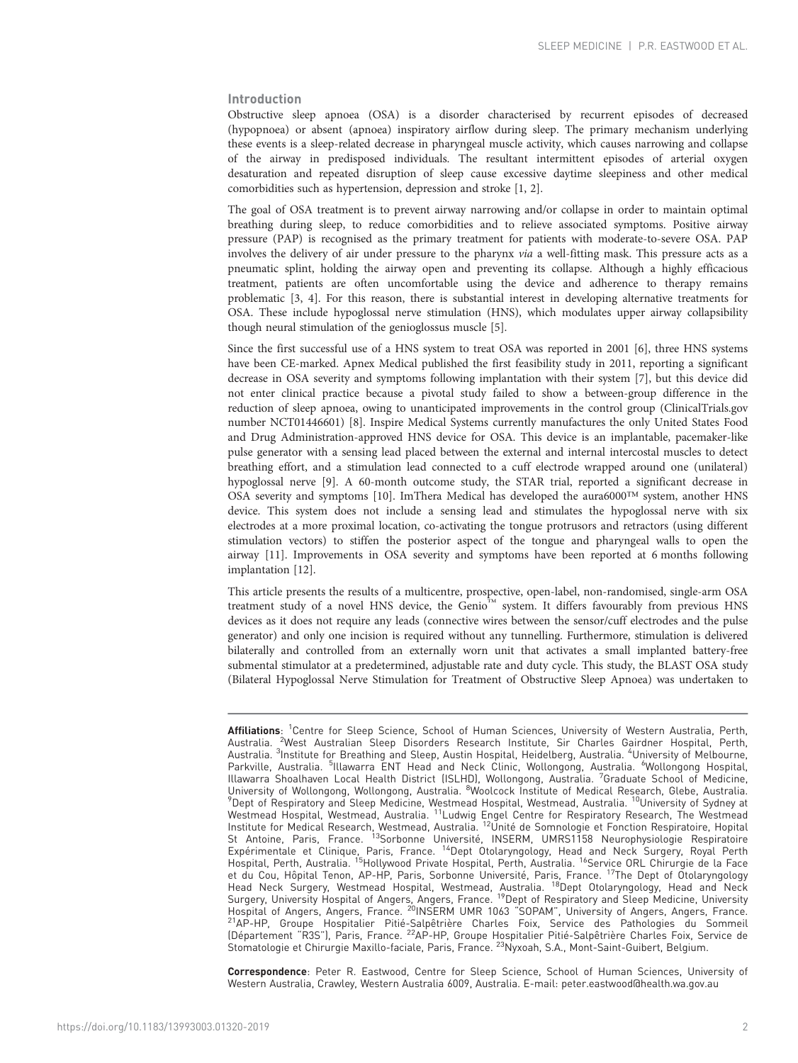## Introduction

Obstructive sleep apnoea (OSA) is a disorder characterised by recurrent episodes of decreased (hypopnoea) or absent (apnoea) inspiratory airflow during sleep. The primary mechanism underlying these events is a sleep-related decrease in pharyngeal muscle activity, which causes narrowing and collapse of the airway in predisposed individuals. The resultant intermittent episodes of arterial oxygen desaturation and repeated disruption of sleep cause excessive daytime sleepiness and other medical comorbidities such as hypertension, depression and stroke [1, 2].

The goal of OSA treatment is to prevent airway narrowing and/or collapse in order to maintain optimal breathing during sleep, to reduce comorbidities and to relieve associated symptoms. Positive airway pressure (PAP) is recognised as the primary treatment for patients with moderate-to-severe OSA. PAP involves the delivery of air under pressure to the pharynx *via* a well-fitting mask. This pressure acts as a pneumatic splint, holding the airway open and preventing its collapse. Although a highly efficacious treatment, patients are often uncomfortable using the device and adherence to therapy remains problematic [3, 4]. For this reason, there is substantial interest in developing alternative treatments for OSA. These include hypoglossal nerve stimulation (HNS), which modulates upper airway collapsibility though neural stimulation of the genioglossus muscle [5].

Since the first successful use of a HNS system to treat OSA was reported in 2001 [6], three HNS systems have been CE-marked. Apnex Medical published the first feasibility study in 2011, reporting a significant decrease in OSA severity and symptoms following implantation with their system [7], but this device did not enter clinical practice because a pivotal study failed to show a between-group difference in the reduction of sleep apnoea, owing to unanticipated improvements in the control group (ClinicalTrials.gov number NCT01446601) [8]. Inspire Medical Systems currently manufactures the only United States Food and Drug Administration-approved HNS device for OSA. This device is an implantable, pacemaker-like pulse generator with a sensing lead placed between the external and internal intercostal muscles to detect breathing effort, and a stimulation lead connected to a cuff electrode wrapped around one (unilateral) hypoglossal nerve [9]. A 60-month outcome study, the STAR trial, reported a significant decrease in OSA severity and symptoms [10]. ImThera Medical has developed the aura6000™ system, another HNS device. This system does not include a sensing lead and stimulates the hypoglossal nerve with six electrodes at a more proximal location, co-activating the tongue protrusors and retractors (using different stimulation vectors) to stiffen the posterior aspect of the tongue and pharyngeal walls to open the airway [11]. Improvements in OSA severity and symptoms have been reported at 6 months following implantation [12].

This article presents the results of a multicentre, prospective, open-label, non-randomised, single-arm OSA treatment study of a novel HNS device, the Genio™ system. It differs favourably from previous HNS devices as it does not require any leads (connective wires between the sensor/cuff electrodes and the pulse generator) and only one incision is required without any tunnelling. Furthermore, stimulation is delivered bilaterally and controlled from an externally worn unit that activates a small implanted battery-free submental stimulator at a predetermined, adjustable rate and duty cycle. This study, the BLAST OSA study (Bilateral Hypoglossal Nerve Stimulation for Treatment of Obstructive Sleep Apnoea) was undertaken to

---

**Affiliations**: [1]Centre for Sleep Science, School of Human Sciences, University of Western Australia, Perth, Australia. [2]West Australian Sleep Disorders Research Institute, Sir Charles Gairdner Hospital, Perth, Australia. [3]Institute for Breathing and Sleep, Austin Hospital, Heidelberg, Australia. [4]University of Melbourne, Parkville, Australia. [5]Illawarra ENT Head and Neck Clinic, Wollongong, Australia. [6]Wollongong Hospital, Illawarra Shoalhaven Local Health District (ISLHD), Wollongong, Australia. [7]Graduate School of Medicine, University of Wollongong, Wollongong, Australia. [8]Woolcock Institute of Medical Research, Glebe, Australia. [9]Dept of Respiratory and Sleep Medicine, Westmead Hospital, Westmead, Australia. [10]University of Sydney at Westmead Hospital, Westmead, Australia. [11]Ludwig Engel Centre for Respiratory Research, The Westmead Institute for Medical Research, Westmead, Australia. [12]Unité de Somnologie et Fonction Respiratoire, Hopital St Antoine, Paris, France. [13]Sorbonne Université, INSERM, UMRS1158 Neurophysiologie Respiratoire Expérimentale et Clinique, Paris, France. [14]Dept Otolaryngology, Head and Neck Surgery, Royal Perth Hospital, Perth, Australia. [15]Hollywood Private Hospital, Perth, Australia. [16]Service ORL Chirurgie de la Face et du Cou, Hôpital Tenon, AP-HP, Paris, Sorbonne Université, Paris, France. [17]The Dept of Otolaryngology Head Neck Surgery, Westmead Hospital, Westmead, Australia. [18]Dept Otolaryngology, Head and Neck Surgery, University Hospital of Angers, Angers, France. [19]Dept of Respiratory and Sleep Medicine, University Hospital of Angers, Angers, France. [20]INSERM UMR 1063 "SOPAM", University of Angers, Angers, France. [21]AP-HP, Groupe Hospitalier Pitié-Salpêtrière Charles Foix, Service des Pathologies du Sommeil (Département "R3S"), Paris, France. [22]AP-HP, Groupe Hospitalier Pitié-Salpêtrière Charles Foix, Service de Stomatologie et Chirurgie Maxillo-faciale, Paris, France. [23]Nyxoah, S.A., Mont-Saint-Guibert, Belgium.

**Correspondence**: Peter R. Eastwood, Centre for Sleep Science, School of Human Sciences, University of Western Australia, Crawley, Western Australia 6009, Australia. E-mail: peter.eastwood@health.wa.gov.au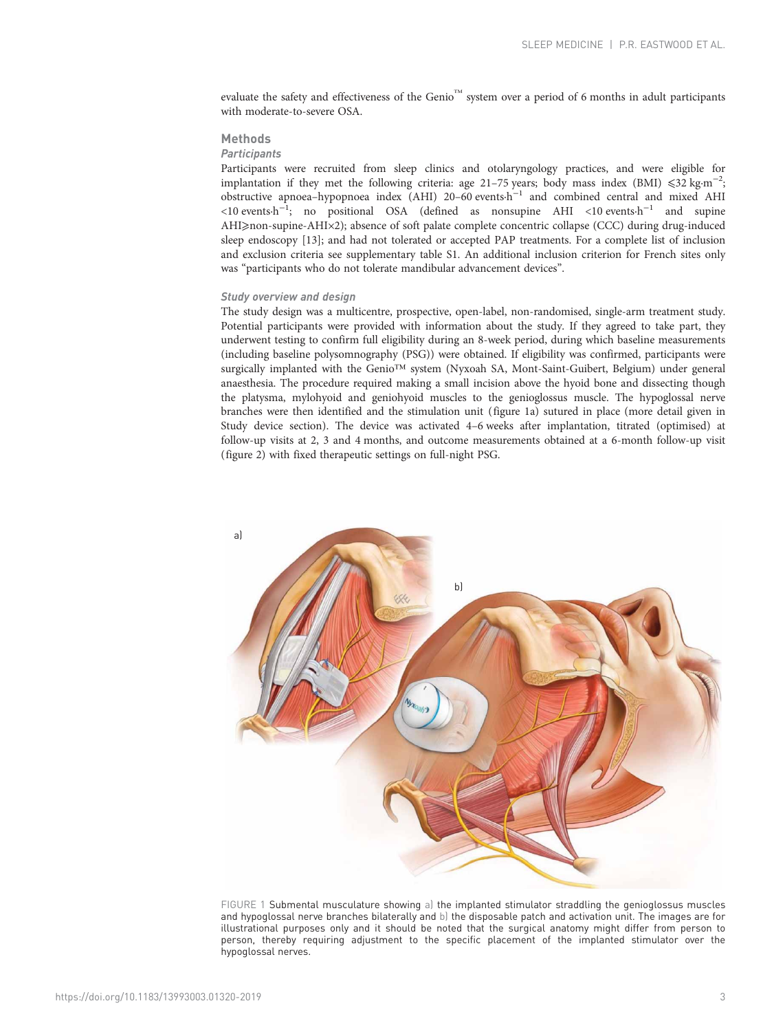evaluate the safety and effectiveness of the Genio™ system over a period of 6 months in adult participants with moderate-to-severe OSA.

## Methods

### Participants

Participants were recruited from sleep clinics and otolaryngology practices, and were eligible for implantation if they met the following criteria: age 21–75 years; body mass index (BMI) ⩽32 kg·m$^{-2}$; obstructive apnoea–hypopnoea index (AHI) 20–60 events·h$^{-1}$ and combined central and mixed AHI <10 events·h$^{-1}$; no positional OSA (defined as nonsupine AHI <10 events·h$^{-1}$ and supine AHI⩾non-supine-AHI×2); absence of soft palate complete concentric collapse (CCC) during drug-induced sleep endoscopy [13]; and had not tolerated or accepted PAP treatments. For a complete list of inclusion and exclusion criteria see supplementary table S1. An additional inclusion criterion for French sites only was "participants who do not tolerate mandibular advancement devices".

### Study overview and design

The study design was a multicentre, prospective, open-label, non-randomised, single-arm treatment study. Potential participants were provided with information about the study. If they agreed to take part, they underwent testing to confirm full eligibility during an 8-week period, during which baseline measurements (including baseline polysomnography (PSG)) were obtained. If eligibility was confirmed, participants were surgically implanted with the Genio™ system (Nyxoah SA, Mont-Saint-Guibert, Belgium) under general anaesthesia. The procedure required making a small incision above the hyoid bone and dissecting though the platysma, mylohyoid and geniohyoid muscles to the genioglossus muscle. The hypoglossal nerve branches were then identified and the stimulation unit (figure 1a) sutured in place (more detail given in Study device section). The device was activated 4–6 weeks after implantation, titrated (optimised) at follow-up visits at 2, 3 and 4 months, and outcome measurements obtained at a 6-month follow-up visit (figure 2) with fixed therapeutic settings on full-night PSG.

FIGURE 1 Submental musculature showing a) the implanted stimulator straddling the genioglossus muscles and hypoglossal nerve branches bilaterally and b) the disposable patch and activation unit. The images are for illustrational purposes only and it should be noted that the surgical anatomy might differ from person to person, thereby requiring adjustment to the specific placement of the implanted stimulator over the hypoglossal nerves.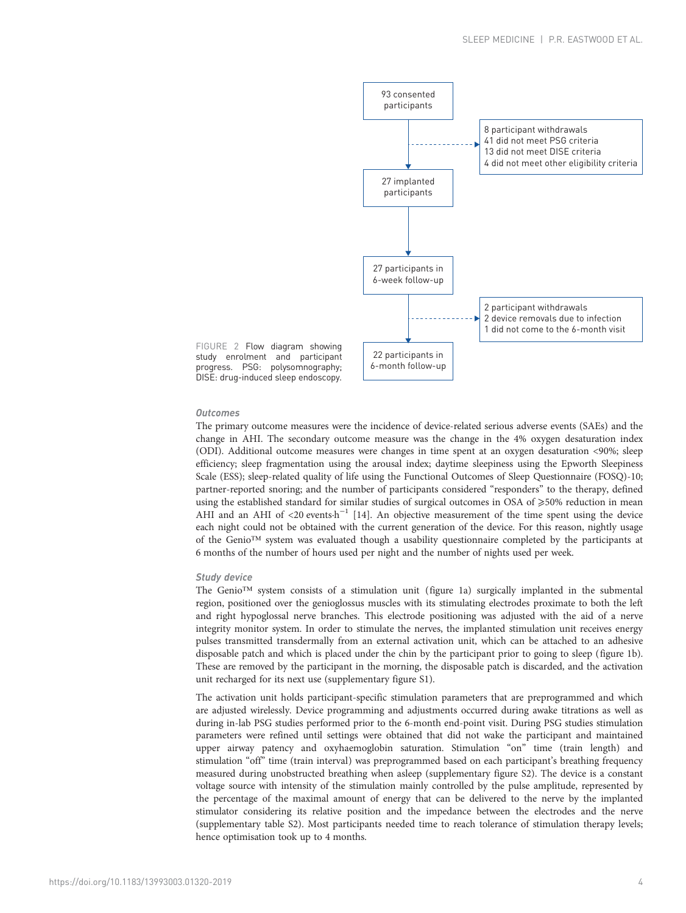93 consented participants

8 participant withdrawals
41 did not meet PSG criteria
13 did not meet DISE criteria
4 did not meet other eligibility criteria

27 implanted participants

27 participants in 6-week follow-up

2 participant withdrawals
2 device removals due to infection
1 did not come to the 6-month visit

22 participants in 6-month follow-up

FIGURE 2 Flow diagram showing study enrolment and participant progress. PSG: polysomnography; DISE: drug-induced sleep endoscopy.

### *Outcomes*

The primary outcome measures were the incidence of device-related serious adverse events (SAEs) and the change in AHI. The secondary outcome measure was the change in the 4% oxygen desaturation index (ODI). Additional outcome measures were changes in time spent at an oxygen desaturation <90%; sleep efficiency; sleep fragmentation using the arousal index; daytime sleepiness using the Epworth Sleepiness Scale (ESS); sleep-related quality of life using the Functional Outcomes of Sleep Questionnaire (FOSQ)-10; partner-reported snoring; and the number of participants considered "responders" to the therapy, defined using the established standard for similar studies of surgical outcomes in OSA of ⩾50% reduction in mean AHI and an AHI of <20 events·h$^{-1}$ [14]. An objective measurement of the time spent using the device each night could not be obtained with the current generation of the device. For this reason, nightly usage of the Genio™ system was evaluated though a usability questionnaire completed by the participants at 6 months of the number of hours used per night and the number of nights used per week.

### *Study device*

The Genio™ system consists of a stimulation unit (figure 1a) surgically implanted in the submental region, positioned over the genioglossus muscles with its stimulating electrodes proximate to both the left and right hypoglossal nerve branches. This electrode positioning was adjusted with the aid of a nerve integrity monitor system. In order to stimulate the nerves, the implanted stimulation unit receives energy pulses transmitted transdermally from an external activation unit, which can be attached to an adhesive disposable patch and which is placed under the chin by the participant prior to going to sleep (figure 1b). These are removed by the participant in the morning, the disposable patch is discarded, and the activation unit recharged for its next use (supplementary figure S1).

The activation unit holds participant-specific stimulation parameters that are preprogrammed and which are adjusted wirelessly. Device programming and adjustments occurred during awake titrations as well as during in-lab PSG studies performed prior to the 6-month end-point visit. During PSG studies stimulation parameters were refined until settings were obtained that did not wake the participant and maintained upper airway patency and oxyhaemoglobin saturation. Stimulation "on" time (train length) and stimulation "off" time (train interval) was preprogrammed based on each participant's breathing frequency measured during unobstructed breathing when asleep (supplementary figure S2). The device is a constant voltage source with intensity of the stimulation mainly controlled by the pulse amplitude, represented by the percentage of the maximal amount of energy that can be delivered to the nerve by the implanted stimulator considering its relative position and the impedance between the electrodes and the nerve (supplementary table S2). Most participants needed time to reach tolerance of stimulation therapy levels; hence optimisation took up to 4 months.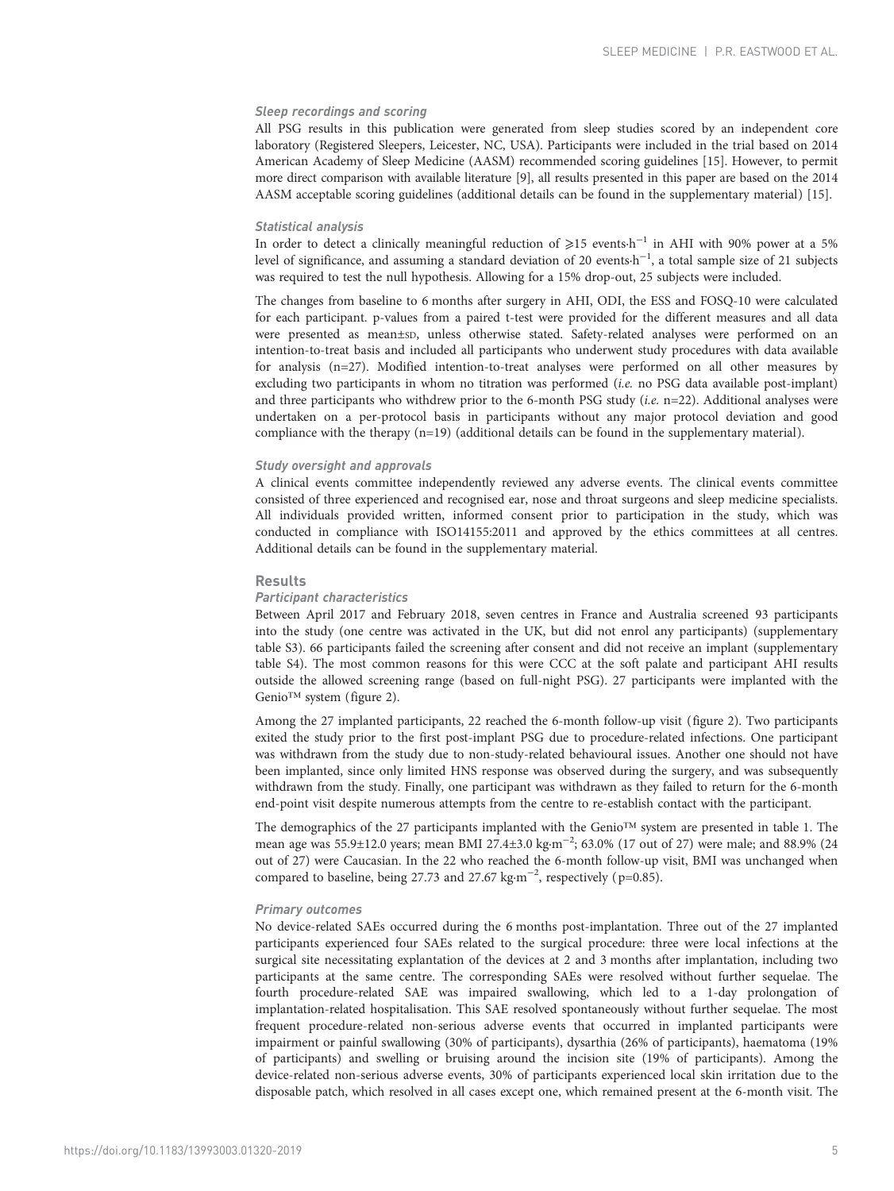### Sleep recordings and scoring

All PSG results in this publication were generated from sleep studies scored by an independent core laboratory (Registered Sleepers, Leicester, NC, USA). Participants were included in the trial based on 2014 American Academy of Sleep Medicine (AASM) recommended scoring guidelines [15]. However, to permit more direct comparison with available literature [9], all results presented in this paper are based on the 2014 AASM acceptable scoring guidelines (additional details can be found in the supplementary material) [15].

### Statistical analysis

In order to detect a clinically meaningful reduction of ⩾15 events·h$^{-1}$ in AHI with 90% power at a 5% level of significance, and assuming a standard deviation of 20 events·h$^{-1}$, a total sample size of 21 subjects was required to test the null hypothesis. Allowing for a 15% drop-out, 25 subjects were included.

The changes from baseline to 6 months after surgery in AHI, ODI, the ESS and FOSQ-10 were calculated for each participant. p-values from a paired t-test were provided for the different measures and all data were presented as mean±SD, unless otherwise stated. Safety-related analyses were performed on an intention-to-treat basis and included all participants who underwent study procedures with data available for analysis (n=27). Modified intention-to-treat analyses were performed on all other measures by excluding two participants in whom no titration was performed (*i.e.* no PSG data available post-implant) and three participants who withdrew prior to the 6-month PSG study (*i.e.* n=22). Additional analyses were undertaken on a per-protocol basis in participants without any major protocol deviation and good compliance with the therapy (n=19) (additional details can be found in the supplementary material).

### Study oversight and approvals

A clinical events committee independently reviewed any adverse events. The clinical events committee consisted of three experienced and recognised ear, nose and throat surgeons and sleep medicine specialists. All individuals provided written, informed consent prior to participation in the study, which was conducted in compliance with ISO14155:2011 and approved by the ethics committees at all centres. Additional details can be found in the supplementary material.

## Results

### Participant characteristics

Between April 2017 and February 2018, seven centres in France and Australia screened 93 participants into the study (one centre was activated in the UK, but did not enrol any participants) (supplementary table S3). 66 participants failed the screening after consent and did not receive an implant (supplementary table S4). The most common reasons for this were CCC at the soft palate and participant AHI results outside the allowed screening range (based on full-night PSG). 27 participants were implanted with the Genio™ system (figure 2).

Among the 27 implanted participants, 22 reached the 6-month follow-up visit (figure 2). Two participants exited the study prior to the first post-implant PSG due to procedure-related infections. One participant was withdrawn from the study due to non-study-related behavioural issues. Another one should not have been implanted, since only limited HNS response was observed during the surgery, and was subsequently withdrawn from the study. Finally, one participant was withdrawn as they failed to return for the 6-month end-point visit despite numerous attempts from the centre to re-establish contact with the participant.

The demographics of the 27 participants implanted with the Genio™ system are presented in table 1. The mean age was 55.9±12.0 years; mean BMI 27.4±3.0 kg·m$^{-2}$; 63.0% (17 out of 27) were male; and 88.9% (24 out of 27) were Caucasian. In the 22 who reached the 6-month follow-up visit, BMI was unchanged when compared to baseline, being 27.73 and 27.67 kg·m$^{-2}$, respectively (p=0.85).

### Primary outcomes

No device-related SAEs occurred during the 6 months post-implantation. Three out of the 27 implanted participants experienced four SAEs related to the surgical procedure: three were local infections at the surgical site necessitating explantation of the devices at 2 and 3 months after implantation, including two participants at the same centre. The corresponding SAEs were resolved without further sequelae. The fourth procedure-related SAE was impaired swallowing, which led to a 1-day prolongation of implantation-related hospitalisation. This SAE resolved spontaneously without further sequelae. The most frequent procedure-related non-serious adverse events that occurred in implanted participants were impairment or painful swallowing (30% of participants), dysarthria (26% of participants), haematoma (19% of participants) and swelling or bruising around the incision site (19% of participants). Among the device-related non-serious adverse events, 30% of participants experienced local skin irritation due to the disposable patch, which resolved in all cases except one, which remained present at the 6-month visit. The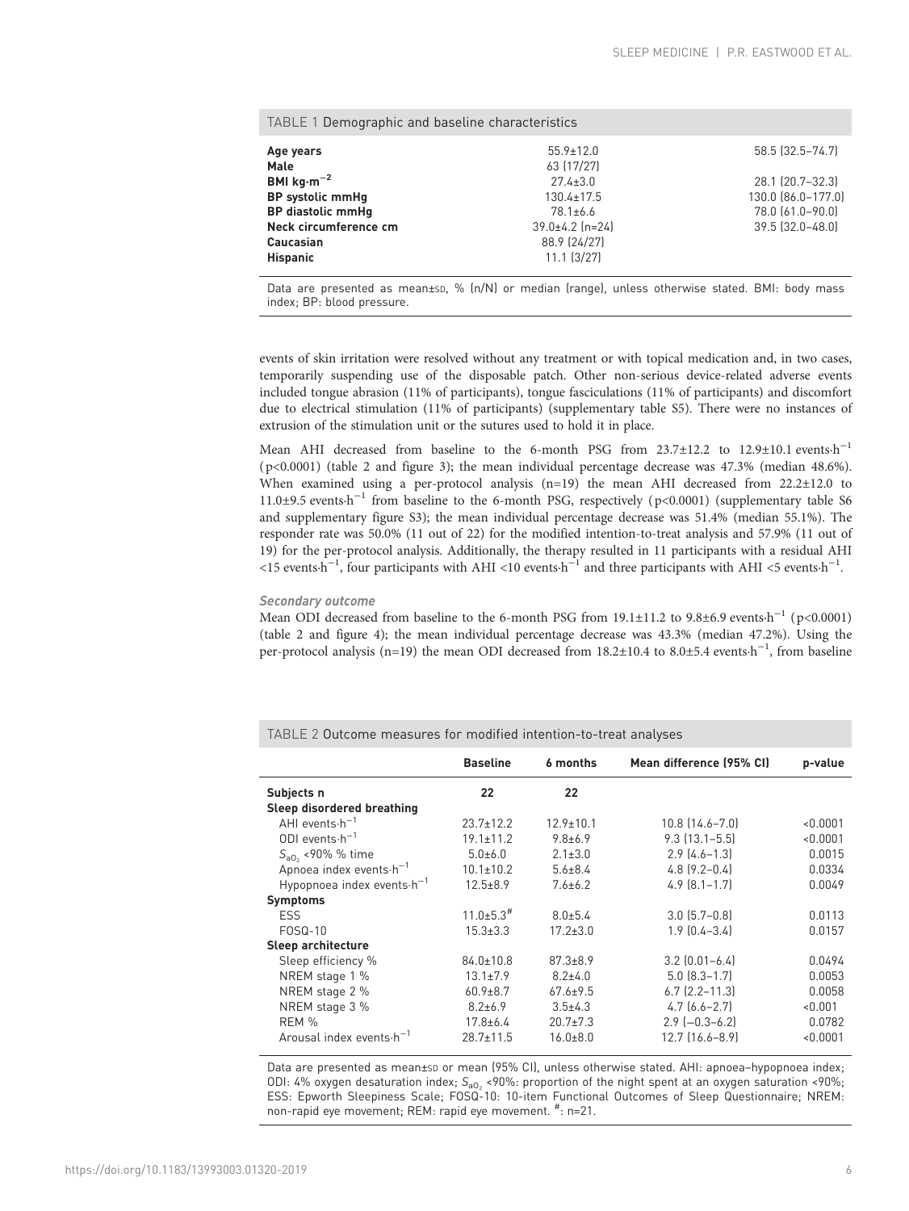TABLE 1 Demographic and baseline characteristics

| | | |
|---|---|---|
| **Age years** | 55.9±12.0 | 58.5 (32.5–74.7) |
| **Male** | 63 (17/27) | |
| **BMI kg·m$^{-2}$** | 27.4±3.0 | 28.1 (20.7–32.3) |
| **BP systolic mmHg** | 130.4±17.5 | 130.0 (86.0–177.0) |
| **BP diastolic mmHg** | 78.1±6.6 | 78.0 (61.0–90.0) |
| **Neck circumference cm** | 39.0±4.2 (n=24) | 39.5 (32.0–48.0) |
| **Caucasian** | 88.9 (24/27) | |
| **Hispanic** | 11.1 (3/27) | |

Data are presented as mean±SD, % (n/N) or median (range), unless otherwise stated. BMI: body mass index; BP: blood pressure.

events of skin irritation were resolved without any treatment or with topical medication and, in two cases, temporarily suspending use of the disposable patch. Other non-serious device-related adverse events included tongue abrasion (11% of participants), tongue fasciculations (11% of participants) and discomfort due to electrical stimulation (11% of participants) (supplementary table S5). There were no instances of extrusion of the stimulation unit or the sutures used to hold it in place.

Mean AHI decreased from baseline to the 6-month PSG from 23.7±12.2 to 12.9±10.1 events·h$^{-1}$ (p<0.0001) (table 2 and figure 3); the mean individual percentage decrease was 47.3% (median 48.6%). When examined using a per-protocol analysis (n=19) the mean AHI decreased from 22.2±12.0 to 11.0±9.5 events·h$^{-1}$ from baseline to the 6-month PSG, respectively (p<0.0001) (supplementary table S6 and supplementary figure S3); the mean individual percentage decrease was 51.4% (median 55.1%). The responder rate was 50.0% (11 out of 22) for the modified intention-to-treat analysis and 57.9% (11 out of 19) for the per-protocol analysis. Additionally, the therapy resulted in 11 participants with a residual AHI <15 events·h$^{-1}$, four participants with AHI <10 events·h$^{-1}$ and three participants with AHI <5 events·h$^{-1}$.

### *Secondary outcome*

Mean ODI decreased from baseline to the 6-month PSG from 19.1±11.2 to 9.8±6.9 events·h$^{-1}$ (p<0.0001) (table 2 and figure 4); the mean individual percentage decrease was 43.3% (median 47.2%). Using the per-protocol analysis (n=19) the mean ODI decreased from 18.2±10.4 to 8.0±5.4 events·h$^{-1}$, from baseline

TABLE 2 Outcome measures for modified intention-to-treat analyses

| | Baseline | 6 months | Mean difference (95% CI) | p-value |
|---|---|---|---|---|
| **Subjects n** | **22** | **22** | | |
| **Sleep disordered breathing** | | | | |
| AHI events·h$^{-1}$ | 23.7±12.2 | 12.9±10.1 | 10.8 (14.6–7.0) | <0.0001 |
| ODI events·h$^{-1}$ | 19.1±11.2 | 9.8±6.9 | 9.3 (13.1–5.5) | <0.0001 |
| $S_{aO_2}$ <90% % time | 5.0±6.0 | 2.1±3.0 | 2.9 (4.6–1.3) | 0.0015 |
| Apnoea index events·h$^{-1}$ | 10.1±10.2 | 5.6±8.4 | 4.8 (9.2–0.4) | 0.0334 |
| Hypopnoea index events·h$^{-1}$ | 12.5±8.9 | 7.6±6.2 | 4.9 (8.1–1.7) | 0.0049 |
| **Symptoms** | | | | |
| ESS | 11.0±5.3[#] | 8.0±5.4 | 3.0 (5.7–0.8) | 0.0113 |
| FOSQ-10 | 15.3±3.3 | 17.2±3.0 | 1.9 (0.4–3.4) | 0.0157 |
| **Sleep architecture** | | | | |
| Sleep efficiency % | 84.0±10.8 | 87.3±8.9 | 3.2 (0.01–6.4) | 0.0494 |
| NREM stage 1 % | 13.1±7.9 | 8.2±4.0 | 5.0 (8.3–1.7) | 0.0053 |
| NREM stage 2 % | 60.9±8.7 | 67.6±9.5 | 6.7 (2.2–11.3) | 0.0058 |
| NREM stage 3 % | 8.2±6.9 | 3.5±4.3 | 4.7 (6.6–2.7) | <0.001 |
| REM % | 17.8±6.4 | 20.7±7.3 | 2.9 (−0.3–6.2) | 0.0782 |
| Arousal index events·h$^{-1}$ | 28.7±11.5 | 16.0±8.0 | 12.7 (16.6–8.9) | <0.0001 |

Data are presented as mean±SD or mean (95% CI), unless otherwise stated. AHI: apnoea–hypopnoea index; ODI: 4% oxygen desaturation index; $S_{aO_2}$ <90%: proportion of the night spent at an oxygen saturation <90%; ESS: Epworth Sleepiness Scale; FOSQ-10: 10-item Functional Outcomes of Sleep Questionnaire; NREM: non-rapid eye movement; REM: rapid eye movement. [#]: n=21.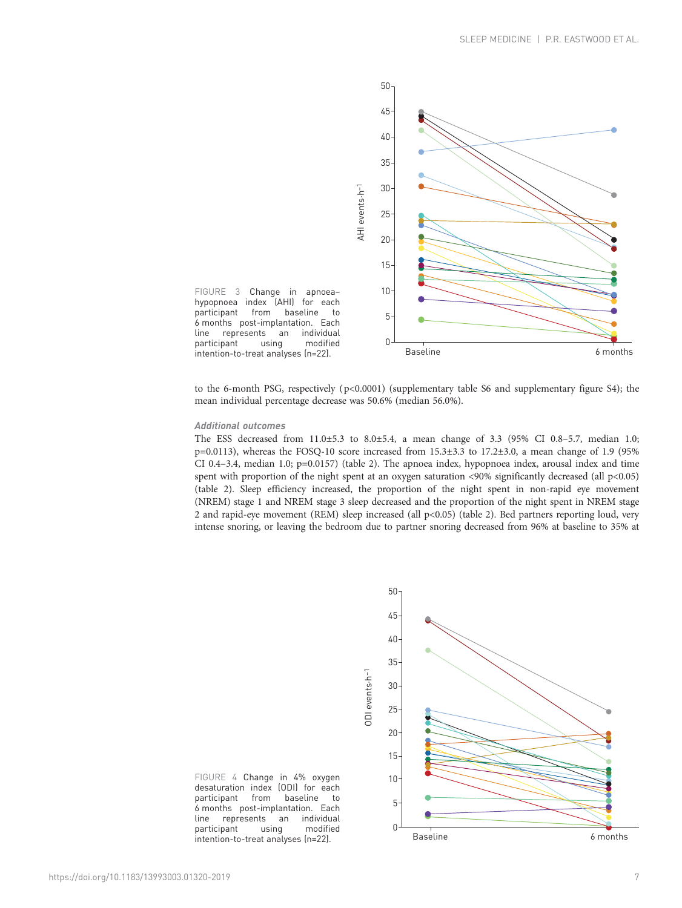FIGURE 3 Change in apnoea–hypopnoea index (AHI) for each participant from baseline to 6 months post-implantation. Each line represents an individual participant using modified intention-to-treat analyses (n=22).

to the 6-month PSG, respectively (p<0.0001) (supplementary table S6 and supplementary figure S4); the mean individual percentage decrease was 50.6% (median 56.0%).

### *Additional outcomes*

The ESS decreased from 11.0±5.3 to 8.0±5.4, a mean change of 3.3 (95% CI 0.8–5.7, median 1.0; p=0.0113), whereas the FOSQ-10 score increased from 15.3±3.3 to 17.2±3.0, a mean change of 1.9 (95% CI 0.4–3.4, median 1.0; p=0.0157) (table 2). The apnoea index, hypopnoea index, arousal index and time spent with proportion of the night spent at an oxygen saturation <90% significantly decreased (all p<0.05) (table 2). Sleep efficiency increased, the proportion of the night spent in non-rapid eye movement (NREM) stage 1 and NREM stage 3 sleep decreased and the proportion of the night spent in NREM stage 2 and rapid-eye movement (REM) sleep increased (all p<0.05) (table 2). Bed partners reporting loud, very intense snoring, or leaving the bedroom due to partner snoring decreased from 96% at baseline to 35% at

FIGURE 4 Change in 4% oxygen desaturation index (ODI) for each participant from baseline to 6 months post-implantation. Each line represents an individual participant using modified intention-to-treat analyses (n=22).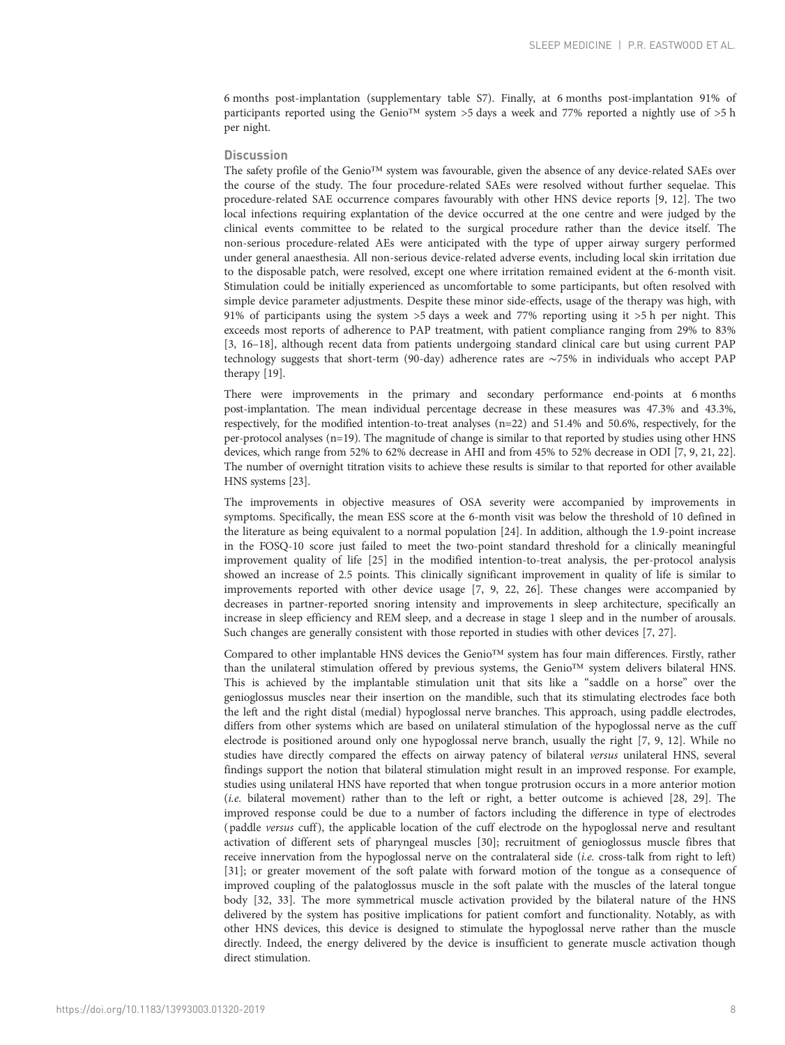6 months post-implantation (supplementary table S7). Finally, at 6 months post-implantation 91% of participants reported using the Genio™ system >5 days a week and 77% reported a nightly use of >5 h per night.

## Discussion

The safety profile of the Genio™ system was favourable, given the absence of any device-related SAEs over the course of the study. The four procedure-related SAEs were resolved without further sequelae. This procedure-related SAE occurrence compares favourably with other HNS device reports [9, 12]. The two local infections requiring explantation of the device occurred at the one centre and were judged by the clinical events committee to be related to the surgical procedure rather than the device itself. The non-serious procedure-related AEs were anticipated with the type of upper airway surgery performed under general anaesthesia. All non-serious device-related adverse events, including local skin irritation due to the disposable patch, were resolved, except one where irritation remained evident at the 6-month visit. Stimulation could be initially experienced as uncomfortable to some participants, but often resolved with simple device parameter adjustments. Despite these minor side-effects, usage of the therapy was high, with 91% of participants using the system >5 days a week and 77% reporting using it >5 h per night. This exceeds most reports of adherence to PAP treatment, with patient compliance ranging from 29% to 83% [3, 16–18], although recent data from patients undergoing standard clinical care but using current PAP technology suggests that short-term (90-day) adherence rates are ∼75% in individuals who accept PAP therapy [19].

There were improvements in the primary and secondary performance end-points at 6 months post-implantation. The mean individual percentage decrease in these measures was 47.3% and 43.3%, respectively, for the modified intention-to-treat analyses (n=22) and 51.4% and 50.6%, respectively, for the per-protocol analyses (n=19). The magnitude of change is similar to that reported by studies using other HNS devices, which range from 52% to 62% decrease in AHI and from 45% to 52% decrease in ODI [7, 9, 21, 22]. The number of overnight titration visits to achieve these results is similar to that reported for other available HNS systems [23].

The improvements in objective measures of OSA severity were accompanied by improvements in symptoms. Specifically, the mean ESS score at the 6-month visit was below the threshold of 10 defined in the literature as being equivalent to a normal population [24]. In addition, although the 1.9-point increase in the FOSQ-10 score just failed to meet the two-point standard threshold for a clinically meaningful improvement quality of life [25] in the modified intention-to-treat analysis, the per-protocol analysis showed an increase of 2.5 points. This clinically significant improvement in quality of life is similar to improvements reported with other device usage [7, 9, 22, 26]. These changes were accompanied by decreases in partner-reported snoring intensity and improvements in sleep architecture, specifically an increase in sleep efficiency and REM sleep, and a decrease in stage 1 sleep and in the number of arousals. Such changes are generally consistent with those reported in studies with other devices [7, 27].

Compared to other implantable HNS devices the Genio™ system has four main differences. Firstly, rather than the unilateral stimulation offered by previous systems, the Genio™ system delivers bilateral HNS. This is achieved by the implantable stimulation unit that sits like a "saddle on a horse" over the genioglossus muscles near their insertion on the mandible, such that its stimulating electrodes face both the left and the right distal (medial) hypoglossal nerve branches. This approach, using paddle electrodes, differs from other systems which are based on unilateral stimulation of the hypoglossal nerve as the cuff electrode is positioned around only one hypoglossal nerve branch, usually the right [7, 9, 12]. While no studies have directly compared the effects on airway patency of bilateral *versus* unilateral HNS, several findings support the notion that bilateral stimulation might result in an improved response. For example, studies using unilateral HNS have reported that when tongue protrusion occurs in a more anterior motion (*i.e.* bilateral movement) rather than to the left or right, a better outcome is achieved [28, 29]. The improved response could be due to a number of factors including the difference in type of electrodes (paddle *versus* cuff), the applicable location of the cuff electrode on the hypoglossal nerve and resultant activation of different sets of pharyngeal muscles [30]; recruitment of genioglossus muscle fibres that receive innervation from the hypoglossal nerve on the contralateral side (*i.e.* cross-talk from right to left) [31]; or greater movement of the soft palate with forward motion of the tongue as a consequence of improved coupling of the palatoglossus muscle in the soft palate with the muscles of the lateral tongue body [32, 33]. The more symmetrical muscle activation provided by the bilateral nature of the HNS delivered by the system has positive implications for patient comfort and functionality. Notably, as with other HNS devices, this device is designed to stimulate the hypoglossal nerve rather than the muscle directly. Indeed, the energy delivered by the device is insufficient to generate muscle activation though direct stimulation.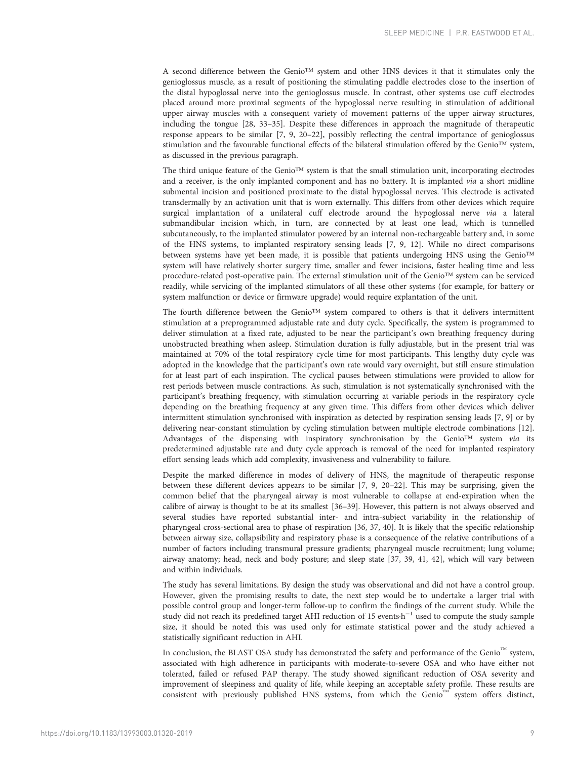A second difference between the Genio™ system and other HNS devices it that it stimulates only the genioglossus muscle, as a result of positioning the stimulating paddle electrodes close to the insertion of the distal hypoglossal nerve into the genioglossus muscle. In contrast, other systems use cuff electrodes placed around more proximal segments of the hypoglossal nerve resulting in stimulation of additional upper airway muscles with a consequent variety of movement patterns of the upper airway structures, including the tongue [28, 33–35]. Despite these differences in approach the magnitude of therapeutic response appears to be similar [7, 9, 20–22], possibly reflecting the central importance of genioglossus stimulation and the favourable functional effects of the bilateral stimulation offered by the Genio™ system, as discussed in the previous paragraph.

The third unique feature of the Genio™ system is that the small stimulation unit, incorporating electrodes and a receiver, is the only implanted component and has no battery. It is implanted *via* a short midline submental incision and positioned proximate to the distal hypoglossal nerves. This electrode is activated transdermally by an activation unit that is worn externally. This differs from other devices which require surgical implantation of a unilateral cuff electrode around the hypoglossal nerve *via* a lateral submandibular incision which, in turn, are connected by at least one lead, which is tunnelled subcutaneously, to the implanted stimulator powered by an internal non-rechargeable battery and, in some of the HNS systems, to implanted respiratory sensing leads [7, 9, 12]. While no direct comparisons between systems have yet been made, it is possible that patients undergoing HNS using the Genio™ system will have relatively shorter surgery time, smaller and fewer incisions, faster healing time and less procedure-related post-operative pain. The external stimulation unit of the Genio™ system can be serviced readily, while servicing of the implanted stimulators of all these other systems (for example, for battery or system malfunction or device or firmware upgrade) would require explantation of the unit.

The fourth difference between the Genio™ system compared to others is that it delivers intermittent stimulation at a preprogrammed adjustable rate and duty cycle. Specifically, the system is programmed to deliver stimulation at a fixed rate, adjusted to be near the participant's own breathing frequency during unobstructed breathing when asleep. Stimulation duration is fully adjustable, but in the present trial was maintained at 70% of the total respiratory cycle time for most participants. This lengthy duty cycle was adopted in the knowledge that the participant's own rate would vary overnight, but still ensure stimulation for at least part of each inspiration. The cyclical pauses between stimulations were provided to allow for rest periods between muscle contractions. As such, stimulation is not systematically synchronised with the participant's breathing frequency, with stimulation occurring at variable periods in the respiratory cycle depending on the breathing frequency at any given time. This differs from other devices which deliver intermittent stimulation synchronised with inspiration as detected by respiration sensing leads [7, 9] or by delivering near-constant stimulation by cycling stimulation between multiple electrode combinations [12]. Advantages of the dispensing with inspiratory synchronisation by the Genio™ system *via* its predetermined adjustable rate and duty cycle approach is removal of the need for implanted respiratory effort sensing leads which add complexity, invasiveness and vulnerability to failure.

Despite the marked difference in modes of delivery of HNS, the magnitude of therapeutic response between these different devices appears to be similar [7, 9, 20–22]. This may be surprising, given the common belief that the pharyngeal airway is most vulnerable to collapse at end-expiration when the calibre of airway is thought to be at its smallest [36–39]. However, this pattern is not always observed and several studies have reported substantial inter- and intra-subject variability in the relationship of pharyngeal cross-sectional area to phase of respiration [36, 37, 40]. It is likely that the specific relationship between airway size, collapsibility and respiratory phase is a consequence of the relative contributions of a number of factors including transmural pressure gradients; pharyngeal muscle recruitment; lung volume; airway anatomy; head, neck and body posture; and sleep state [37, 39, 41, 42], which will vary between and within individuals.

The study has several limitations. By design the study was observational and did not have a control group. However, given the promising results to date, the next step would be to undertake a larger trial with possible control group and longer-term follow-up to confirm the findings of the current study. While the study did not reach its predefined target AHI reduction of 15 events·h$^{-1}$ used to compute the study sample size, it should be noted this was used only for estimate statistical power and the study achieved a statistically significant reduction in AHI.

In conclusion, the BLAST OSA study has demonstrated the safety and performance of the Genio™ system, associated with high adherence in participants with moderate-to-severe OSA and who have either not tolerated, failed or refused PAP therapy. The study showed significant reduction of OSA severity and improvement of sleepiness and quality of life, while keeping an acceptable safety profile. These results are consistent with previously published HNS systems, from which the Genio™ system offers distinct,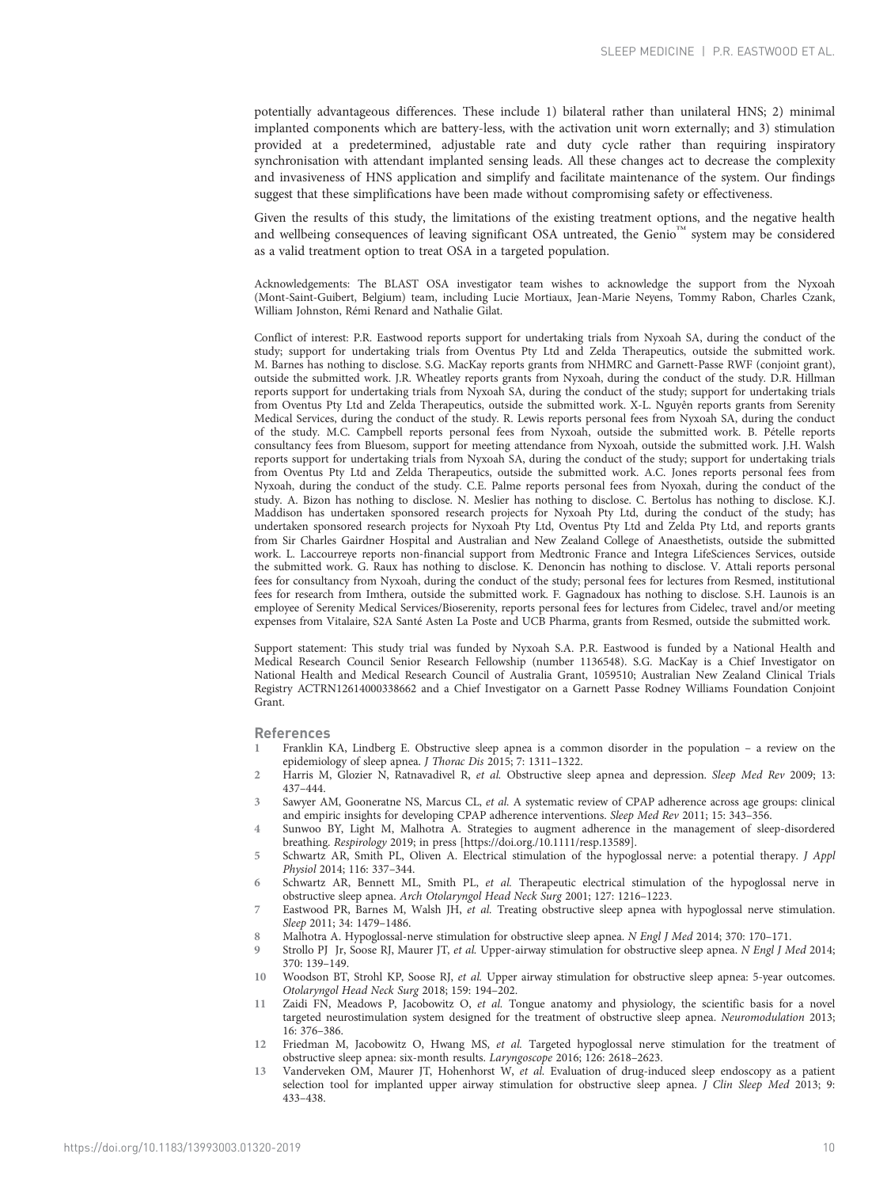potentially advantageous differences. These include 1) bilateral rather than unilateral HNS; 2) minimal implanted components which are battery-less, with the activation unit worn externally; and 3) stimulation provided at a predetermined, adjustable rate and duty cycle rather than requiring inspiratory synchronisation with attendant implanted sensing leads. All these changes act to decrease the complexity and invasiveness of HNS application and simplify and facilitate maintenance of the system. Our findings suggest that these simplifications have been made without compromising safety or effectiveness.

Given the results of this study, the limitations of the existing treatment options, and the negative health and wellbeing consequences of leaving significant OSA untreated, the Genio™ system may be considered as a valid treatment option to treat OSA in a targeted population.

Acknowledgements: The BLAST OSA investigator team wishes to acknowledge the support from the Nyxoah (Mont-Saint-Guibert, Belgium) team, including Lucie Mortiaux, Jean-Marie Neyens, Tommy Rabon, Charles Czank, William Johnston, Rémi Renard and Nathalie Gilat.

Conflict of interest: P.R. Eastwood reports support for undertaking trials from Nyxoah SA, during the conduct of the study; support for undertaking trials from Oventus Pty Ltd and Zelda Therapeutics, outside the submitted work. M. Barnes has nothing to disclose. S.G. MacKay reports grants from NHMRC and Garnett-Passe RWF (conjoint grant), outside the submitted work. J.R. Wheatley reports grants from Nyxoah, during the conduct of the study. D.R. Hillman reports support for undertaking trials from Nyxoah SA, during the conduct of the study; support for undertaking trials from Oventus Pty Ltd and Zelda Therapeutics, outside the submitted work. X-L. Nguyên reports grants from Serenity Medical Services, during the conduct of the study. R. Lewis reports personal fees from Nyxoah SA, during the conduct of the study. M.C. Campbell reports personal fees from Nyxoah, outside the submitted work. B. Pételle reports consultancy fees from Bluesom, support for meeting attendance from Nyxoah, outside the submitted work. J.H. Walsh reports support for undertaking trials from Nyxoah SA, during the conduct of the study; support for undertaking trials from Oventus Pty Ltd and Zelda Therapeutics, outside the submitted work. A.C. Jones reports personal fees from Nyxoah, during the conduct of the study. C.E. Palme reports personal fees from Nyoxah, during the conduct of the study. A. Bizon has nothing to disclose. N. Meslier has nothing to disclose. C. Bertolus has nothing to disclose. K.J. Maddison has undertaken sponsored research projects for Nyxoah Pty Ltd, during the conduct of the study; has undertaken sponsored research projects for Nyxoah Pty Ltd, Oventus Pty Ltd and Zelda Pty Ltd, and reports grants from Sir Charles Gairdner Hospital and Australian and New Zealand College of Anaesthetists, outside the submitted work. L. Laccourreye reports non-financial support from Medtronic France and Integra LifeSciences Services, outside the submitted work. G. Raux has nothing to disclose. K. Denoncin has nothing to disclose. V. Attali reports personal fees for consultancy from Nyxoah, during the conduct of the study; personal fees for lectures from Resmed, institutional fees for research from Imthera, outside the submitted work. F. Gagnadoux has nothing to disclose. S.H. Launois is an employee of Serenity Medical Services/Bioserenity, reports personal fees for lectures from Cidelec, travel and/or meeting expenses from Vitalaire, S2A Santé Asten La Poste and UCB Pharma, grants from Resmed, outside the submitted work.

Support statement: This study trial was funded by Nyxoah S.A. P.R. Eastwood is funded by a National Health and Medical Research Council Senior Research Fellowship (number 1136548). S.G. MacKay is a Chief Investigator on National Health and Medical Research Council of Australia Grant, 1059510; Australian New Zealand Clinical Trials Registry ACTRN12614000338662 and a Chief Investigator on a Garnett Passe Rodney Williams Foundation Conjoint Grant.

## References

1. Franklin KA, Lindberg E. Obstructive sleep apnea is a common disorder in the population – a review on the epidemiology of sleep apnea. *J Thorac Dis* 2015; 7: 1311–1322.
2. Harris M, Glozier N, Ratnavadivel R, *et al.* Obstructive sleep apnea and depression. *Sleep Med Rev* 2009; 13: 437–444.
3. Sawyer AM, Gooneratne NS, Marcus CL, *et al.* A systematic review of CPAP adherence across age groups: clinical and empiric insights for developing CPAP adherence interventions. *Sleep Med Rev* 2011; 15: 343–356.
4. Sunwoo BY, Light M, Malhotra A. Strategies to augment adherence in the management of sleep-disordered breathing. *Respirology* 2019; in press [https://doi.org/10.1111/resp.13589].
5. Schwartz AR, Smith PL, Oliven A. Electrical stimulation of the hypoglossal nerve: a potential therapy. *J Appl Physiol* 2014; 116: 337–344.
6. Schwartz AR, Bennett ML, Smith PL, *et al.* Therapeutic electrical stimulation of the hypoglossal nerve in obstructive sleep apnea. *Arch Otolaryngol Head Neck Surg* 2001; 127: 1216–1223.
7. Eastwood PR, Barnes M, Walsh JH, *et al.* Treating obstructive sleep apnea with hypoglossal nerve stimulation. *Sleep* 2011; 34: 1479–1486.
8. Malhotra A. Hypoglossal-nerve stimulation for obstructive sleep apnea. *N Engl J Med* 2014; 370: 170–171.
9. Strollo PJ Jr, Soose RJ, Maurer JT, *et al.* Upper-airway stimulation for obstructive sleep apnea. *N Engl J Med* 2014; 370: 139–149.
10. Woodson BT, Strohl KP, Soose RJ, *et al.* Upper airway stimulation for obstructive sleep apnea: 5-year outcomes. *Otolaryngol Head Neck Surg* 2018; 159: 194–202.
11. Zaidi FN, Meadows P, Jacobowitz O, *et al.* Tongue anatomy and physiology, the scientific basis for a novel targeted neurostimulation system designed for the treatment of obstructive sleep apnea. *Neuromodulation* 2013; 16: 376–386.
12. Friedman M, Jacobowitz O, Hwang MS, *et al.* Targeted hypoglossal nerve stimulation for the treatment of obstructive sleep apnea: six-month results. *Laryngoscope* 2016; 126: 2618–2623.
13. Vanderveken OM, Maurer JT, Hohenhorst W, *et al.* Evaluation of drug-induced sleep endoscopy as a patient selection tool for implanted upper airway stimulation for obstructive sleep apnea. *J Clin Sleep Med* 2013; 9: 433–438.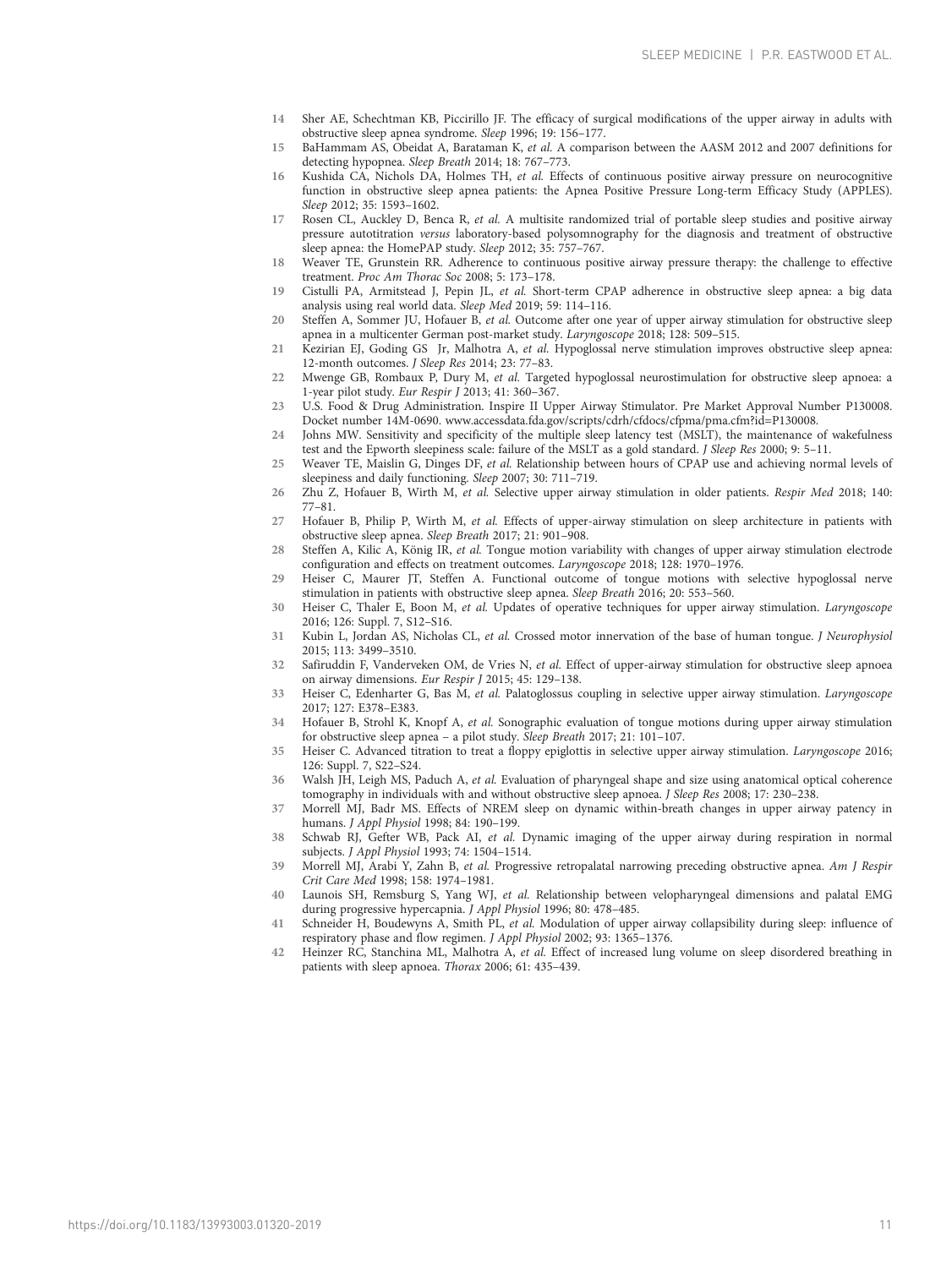14 Sher AE, Schechtman KB, Piccirillo JF. The efficacy of surgical modifications of the upper airway in adults with obstructive sleep apnea syndrome. *Sleep* 1996; 19: 156–177.

15 BaHammam AS, Obeidat A, Barataman K, *et al.* A comparison between the AASM 2012 and 2007 definitions for detecting hypopnea. *Sleep Breath* 2014; 18: 767–773.

16 Kushida CA, Nichols DA, Holmes TH, *et al.* Effects of continuous positive airway pressure on neurocognitive function in obstructive sleep apnea patients: the Apnea Positive Pressure Long-term Efficacy Study (APPLES). *Sleep* 2012; 35: 1593–1602.

17 Rosen CL, Auckley D, Benca R, *et al.* A multisite randomized trial of portable sleep studies and positive airway pressure autotitration *versus* laboratory-based polysomnography for the diagnosis and treatment of obstructive sleep apnea: the HomePAP study. *Sleep* 2012; 35: 757–767.

18 Weaver TE, Grunstein RR. Adherence to continuous positive airway pressure therapy: the challenge to effective treatment. *Proc Am Thorac Soc* 2008; 5: 173–178.

19 Cistulli PA, Armitstead J, Pepin JL, *et al.* Short-term CPAP adherence in obstructive sleep apnea: a big data analysis using real world data. *Sleep Med* 2019; 59: 114–116.

20 Steffen A, Sommer JU, Hofauer B, *et al.* Outcome after one year of upper airway stimulation for obstructive sleep apnea in a multicenter German post-market study. *Laryngoscope* 2018; 128: 509–515.

21 Kezirian EJ, Goding GS Jr, Malhotra A, *et al.* Hypoglossal nerve stimulation improves obstructive sleep apnea: 12-month outcomes. *J Sleep Res* 2014; 23: 77–83.

22 Mwenge GB, Rombaux P, Dury M, *et al.* Targeted hypoglossal neurostimulation for obstructive sleep apnoea: a 1-year pilot study. *Eur Respir J* 2013; 41: 360–367.

23 U.S. Food & Drug Administration. Inspire II Upper Airway Stimulator. Pre Market Approval Number P130008. Docket number 14M-0690. www.accessdata.fda.gov/scripts/cdrh/cfdocs/cfpma/pma.cfm?id=P130008.

24 Johns MW. Sensitivity and specificity of the multiple sleep latency test (MSLT), the maintenance of wakefulness test and the Epworth sleepiness scale: failure of the MSLT as a gold standard. *J Sleep Res* 2000; 9: 5–11.

25 Weaver TE, Maislin G, Dinges DF, *et al.* Relationship between hours of CPAP use and achieving normal levels of sleepiness and daily functioning. *Sleep* 2007; 30: 711–719.

26 Zhu Z, Hofauer B, Wirth M, *et al.* Selective upper airway stimulation in older patients. *Respir Med* 2018; 140: 77–81.

27 Hofauer B, Philip P, Wirth M, *et al.* Effects of upper-airway stimulation on sleep architecture in patients with obstructive sleep apnea. *Sleep Breath* 2017; 21: 901–908.

28 Steffen A, Kilic A, König IR, *et al.* Tongue motion variability with changes of upper airway stimulation electrode configuration and effects on treatment outcomes. *Laryngoscope* 2018; 128: 1970–1976.

29 Heiser C, Maurer JT, Steffen A. Functional outcome of tongue motions with selective hypoglossal nerve stimulation in patients with obstructive sleep apnea. *Sleep Breath* 2016; 20: 553–560.

30 Heiser C, Thaler E, Boon M, *et al.* Updates of operative techniques for upper airway stimulation. *Laryngoscope* 2016; 126: Suppl. 7, S12–S16.

31 Kubin L, Jordan AS, Nicholas CL, *et al.* Crossed motor innervation of the base of human tongue. *J Neurophysiol* 2015; 113: 3499–3510.

32 Safiruddin F, Vanderveken OM, de Vries N, *et al.* Effect of upper-airway stimulation for obstructive sleep apnoea on airway dimensions. *Eur Respir J* 2015; 45: 129–138.

33 Heiser C, Edenharter G, Bas M, *et al.* Palatoglossus coupling in selective upper airway stimulation. *Laryngoscope* 2017; 127: E378–E383.

34 Hofauer B, Strohl K, Knopf A, *et al.* Sonographic evaluation of tongue motions during upper airway stimulation for obstructive sleep apnea – a pilot study. *Sleep Breath* 2017; 21: 101–107.

35 Heiser C. Advanced titration to treat a floppy epiglottis in selective upper airway stimulation. *Laryngoscope* 2016; 126: Suppl. 7, S22–S24.

36 Walsh JH, Leigh MS, Paduch A, *et al.* Evaluation of pharyngeal shape and size using anatomical optical coherence tomography in individuals with and without obstructive sleep apnoea. *J Sleep Res* 2008; 17: 230–238.

37 Morrell MJ, Badr MS. Effects of NREM sleep on dynamic within-breath changes in upper airway patency in humans. *J Appl Physiol* 1998; 84: 190–199.

38 Schwab RJ, Gefter WB, Pack AI, *et al.* Dynamic imaging of the upper airway during respiration in normal subjects. *J Appl Physiol* 1993; 74: 1504–1514.

39 Morrell MJ, Arabi Y, Zahn B, *et al.* Progressive retropalatal narrowing preceding obstructive apnea. *Am J Respir Crit Care Med* 1998; 158: 1974–1981.

40 Launois SH, Remsburg S, Yang WJ, *et al.* Relationship between velopharyngeal dimensions and palatal EMG during progressive hypercapnia. *J Appl Physiol* 1996; 80: 478–485.

41 Schneider H, Boudewyns A, Smith PL, *et al.* Modulation of upper airway collapsibility during sleep: influence of respiratory phase and flow regimen. *J Appl Physiol* 2002; 93: 1365–1376.

42 Heinzer RC, Stanchina ML, Malhotra A, *et al.* Effect of increased lung volume on sleep disordered breathing in patients with sleep apnoea. *Thorax* 2006; 61: 435–439.